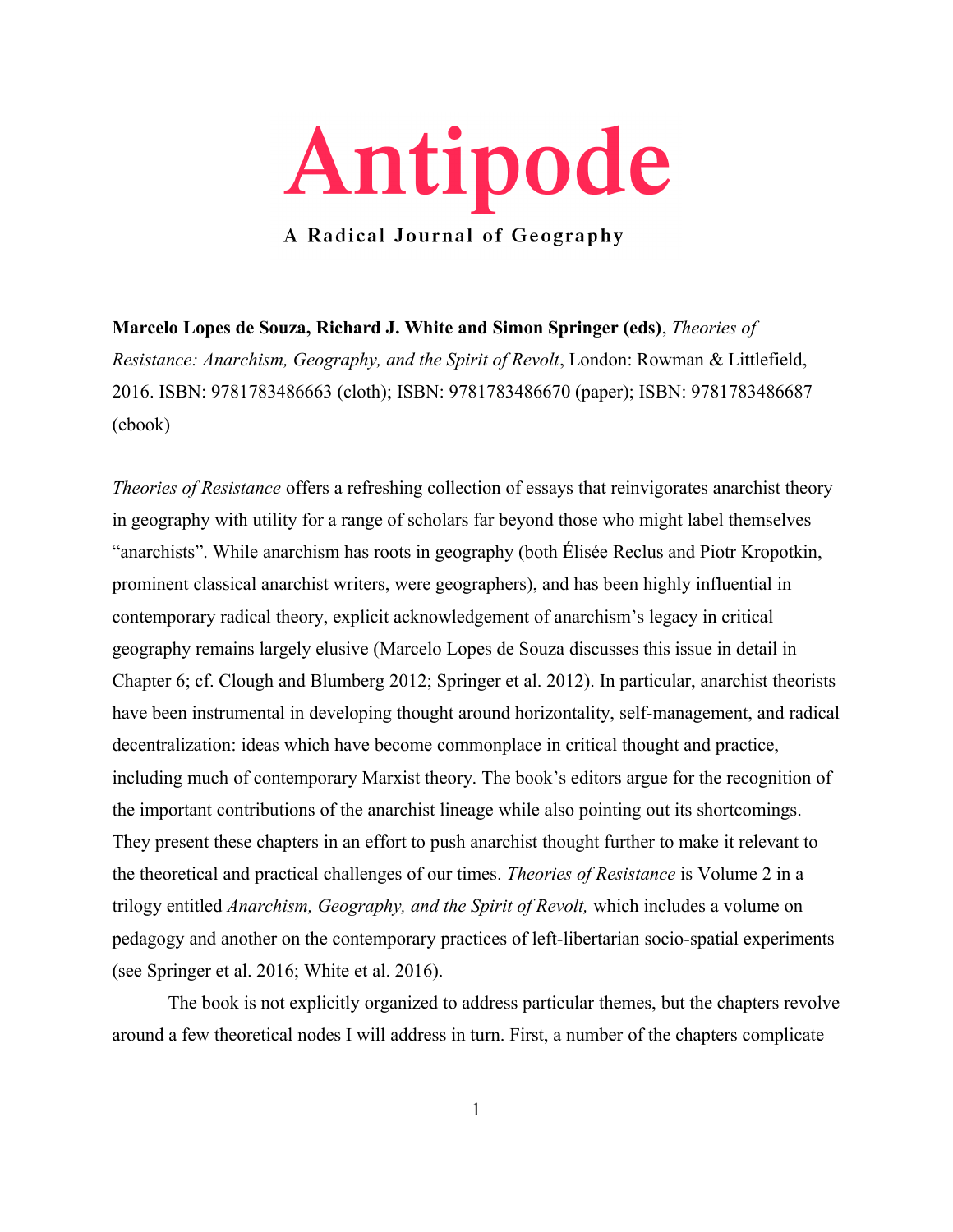# Antipode

**A Radical Journal of Geography**

**Marcelo Lopes de Souza, Richard J. White and Simon Springer (eds)**, *Theories of Resistance: Anarchism, Geography, and the Spirit of Revolt*, London: Rowman & Littlefield, 2016. ISBN: 9781783486663 (cloth); ISBN: 9781783486670 (paper); ISBN: 9781783486687 (ebook)

*Theories of Resistance* offers a refreshing collection of essays that reinvigorates anarchist theory in geography with utility for a range of scholars far beyond those who might label themselves "anarchists". While anarchism has roots in geography (both Élisée Reclus and Piotr Kropotkin, prominent classical anarchist writers, were geographers), and has been highly influential in contemporary radical theory, explicit acknowledgement of anarchism's legacy in critical geography remains largely elusive (Marcelo Lopes de Souza discusses this issue in detail in Chapter 6; cf. Clough and Blumberg 2012; Springer et al. 2012). In particular, anarchist theorists have been instrumental in developing thought around horizontality, self-management, and radical decentralization: ideas which have become commonplace in critical thought and practice, including much of contemporary Marxist theory. The book's editors argue for the recognition of the important contributions of the anarchist lineage while also pointing out its shortcomings. They present these chapters in an effort to push anarchist thought further to make it relevant to the theoretical and practical challenges of our times. *Theories of Resistance* is Volume 2 in a trilogy entitled *Anarchism, Geography, and the Spirit of Revolt,* which includes a volume on pedagogy and another on the contemporary practices of left-libertarian socio-spatial experiments (see Springer et al. 2016; White et al. 2016).

The book is not explicitly organized to address particular themes, but the chapters revolve around a few theoretical nodes I will address in turn. First, a number of the chapters complicate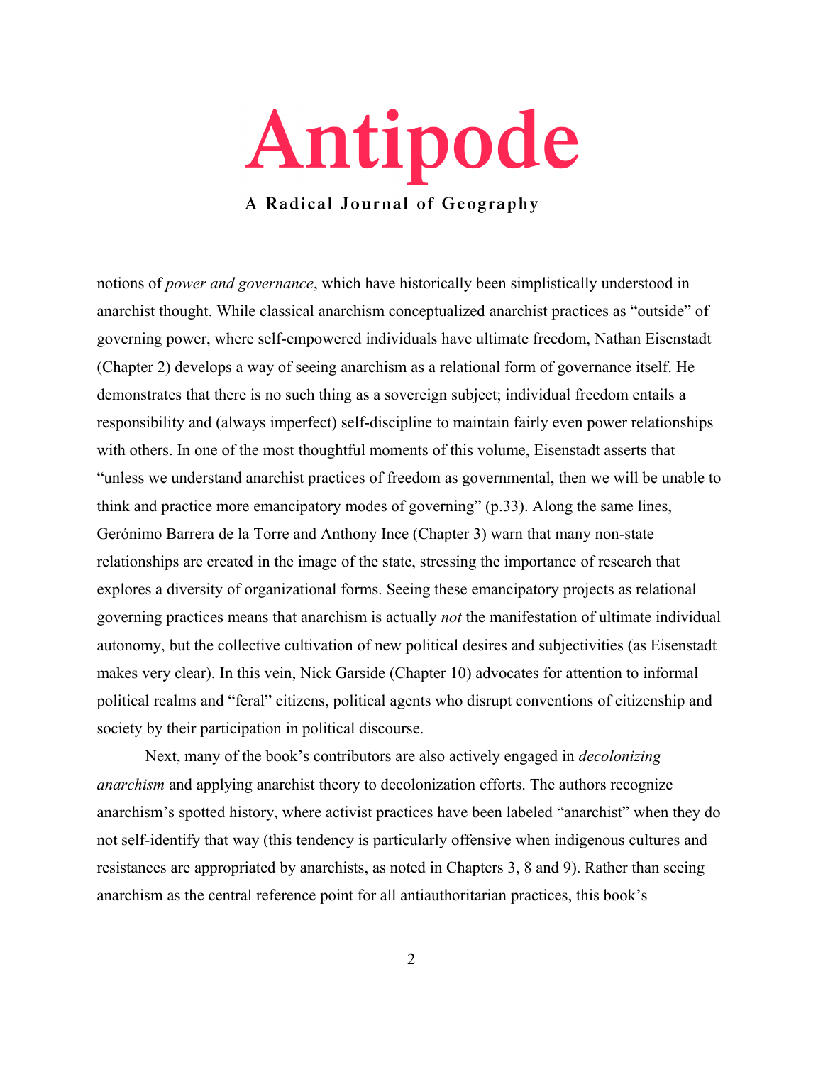notions of *power and governance*, which have historically been simplistically understood in anarchist thought. While classical anarchism conceptualized anarchist practices as "outside" of governing power, where self-empowered individuals have ultimate freedom, Nathan Eisenstadt (Chapter 2) develops a way of seeing anarchism as a relational form of governance itself. He demonstrates that there is no such thing as a sovereign subject; individual freedom entails a responsibility and (always imperfect) self-discipline to maintain fairly even power relationships with others. In one of the most thoughtful moments of this volume, Eisenstadt asserts that "unless we understand anarchist practices of freedom as governmental, then we will be unable to think and practice more emancipatory modes of governing" (p.33). Along the same lines, Gerónimo Barrera de la Torre and Anthony Ince (Chapter 3) warn that many non-state relationships are created in the image of the state, stressing the importance of research that explores a diversity of organizational forms. Seeing these emancipatory projects as relational governing practices means that anarchism is actually *not* the manifestation of ultimate individual autonomy, but the collective cultivation of new political desires and subjectivities (as Eisenstadt makes very clear). In this vein, Nick Garside (Chapter 10) advocates for attention to informal political realms and "feral" citizens, political agents who disrupt conventions of citizenship and society by their participation in political discourse.

Next, many of the book's contributors are also actively engaged in *decolonizing anarchism* and applying anarchist theory to decolonization efforts. The authors recognize anarchism's spotted history, where activist practices have been labeled "anarchist" when they do not self-identify that way (this tendency is particularly offensive when indigenous cultures and resistances are appropriated by anarchists, as noted in Chapters 3, 8 and 9). Rather than seeing anarchism as the central reference point for all antiauthoritarian practices, this book's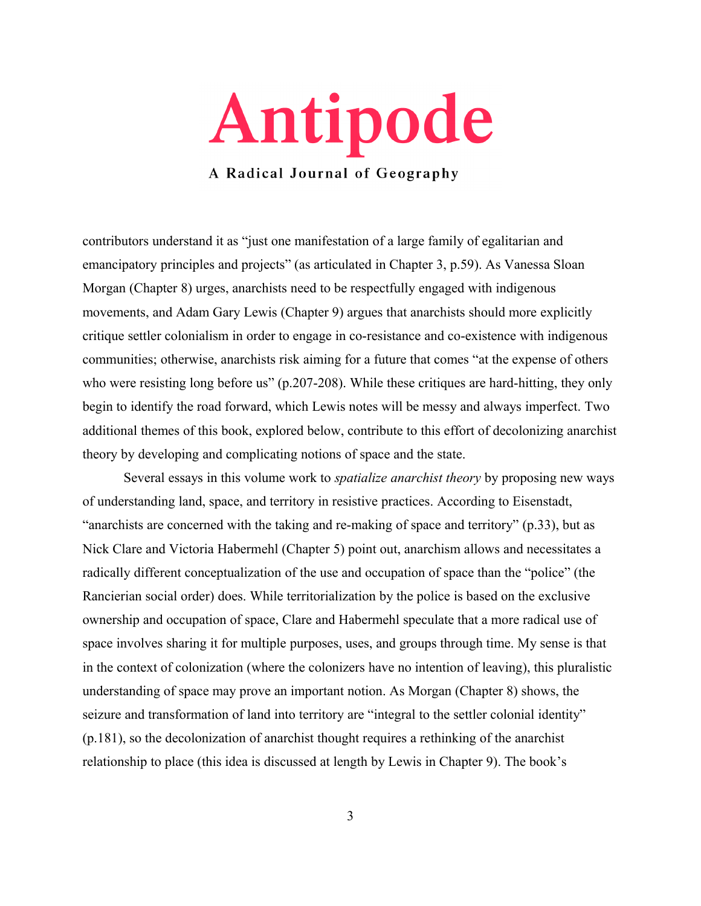contributors understand it as "just one manifestation of a large family of egalitarian and emancipatory principles and projects" (as articulated in Chapter 3, p.59). As Vanessa Sloan Morgan (Chapter 8) urges, anarchists need to be respectfully engaged with indigenous movements, and Adam Gary Lewis (Chapter 9) argues that anarchists should more explicitly critique settler colonialism in order to engage in co-resistance and co-existence with indigenous communities; otherwise, anarchists risk aiming for a future that comes "at the expense of others who were resisting long before us" (p.207-208). While these critiques are hard-hitting, they only begin to identify the road forward, which Lewis notes will be messy and always imperfect. Two additional themes of this book, explored below, contribute to this effort of decolonizing anarchist theory by developing and complicating notions of space and the state.

Several essays in this volume work to *spatialize anarchist theory* by proposing new ways of understanding land, space, and territory in resistive practices. According to Eisenstadt, "anarchists are concerned with the taking and re-making of space and territory" (p.33), but as Nick Clare and Victoria Habermehl (Chapter 5) point out, anarchism allows and necessitates a radically different conceptualization of the use and occupation of space than the "police" (the Rancierian social order) does. While territorialization by the police is based on the exclusive ownership and occupation of space, Clare and Habermehl speculate that a more radical use of space involves sharing it for multiple purposes, uses, and groups through time. My sense is that in the context of colonization (where the colonizers have no intention of leaving), this pluralistic understanding of space may prove an important notion. As Morgan (Chapter 8) shows, the seizure and transformation of land into territory are "integral to the settler colonial identity" (p.181), so the decolonization of anarchist thought requires a rethinking of the anarchist relationship to place (this idea is discussed at length by Lewis in Chapter 9). The book's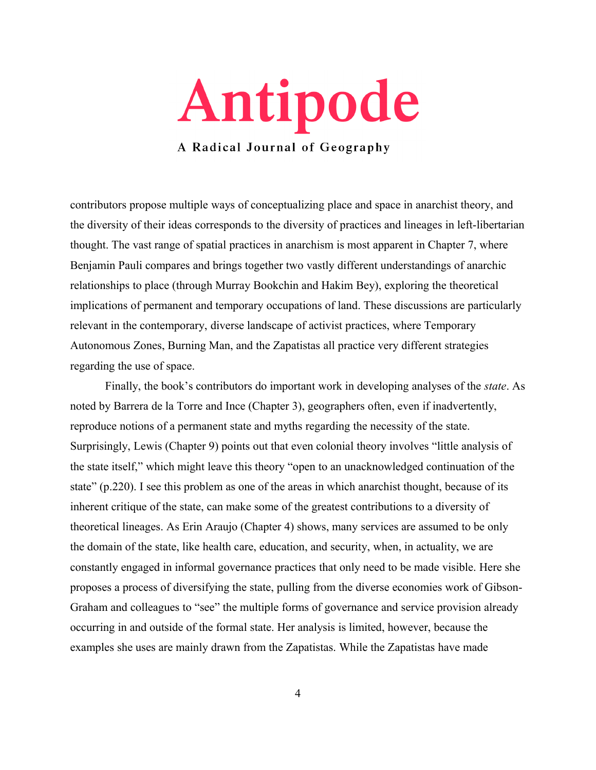contributors propose multiple ways of conceptualizing place and space in anarchist theory, and the diversity of their ideas corresponds to the diversity of practices and lineages in left-libertarian thought. The vast range of spatial practices in anarchism is most apparent in Chapter 7, where Benjamin Pauli compares and brings together two vastly different understandings of anarchic relationships to place (through Murray Bookchin and Hakim Bey), exploring the theoretical implications of permanent and temporary occupations of land. These discussions are particularly relevant in the contemporary, diverse landscape of activist practices, where Temporary Autonomous Zones, Burning Man, and the Zapatistas all practice very different strategies regarding the use of space.

Finally, the book's contributors do important work in developing analyses of the *state*. As noted by Barrera de la Torre and Ince (Chapter 3), geographers often, even if inadvertently, reproduce notions of a permanent state and myths regarding the necessity of the state. Surprisingly, Lewis (Chapter 9) points out that even colonial theory involves "little analysis of the state itself," which might leave this theory "open to an unacknowledged continuation of the state" (p.220). I see this problem as one of the areas in which anarchist thought, because of its inherent critique of the state, can make some of the greatest contributions to a diversity of theoretical lineages. As Erin Araujo (Chapter 4) shows, many services are assumed to be only the domain of the state, like health care, education, and security, when, in actuality, we are constantly engaged in informal governance practices that only need to be made visible. Here she proposes a process of diversifying the state, pulling from the diverse economies work of Gibson-Graham and colleagues to "see" the multiple forms of governance and service provision already occurring in and outside of the formal state. Her analysis is limited, however, because the examples she uses are mainly drawn from the Zapatistas. While the Zapatistas have made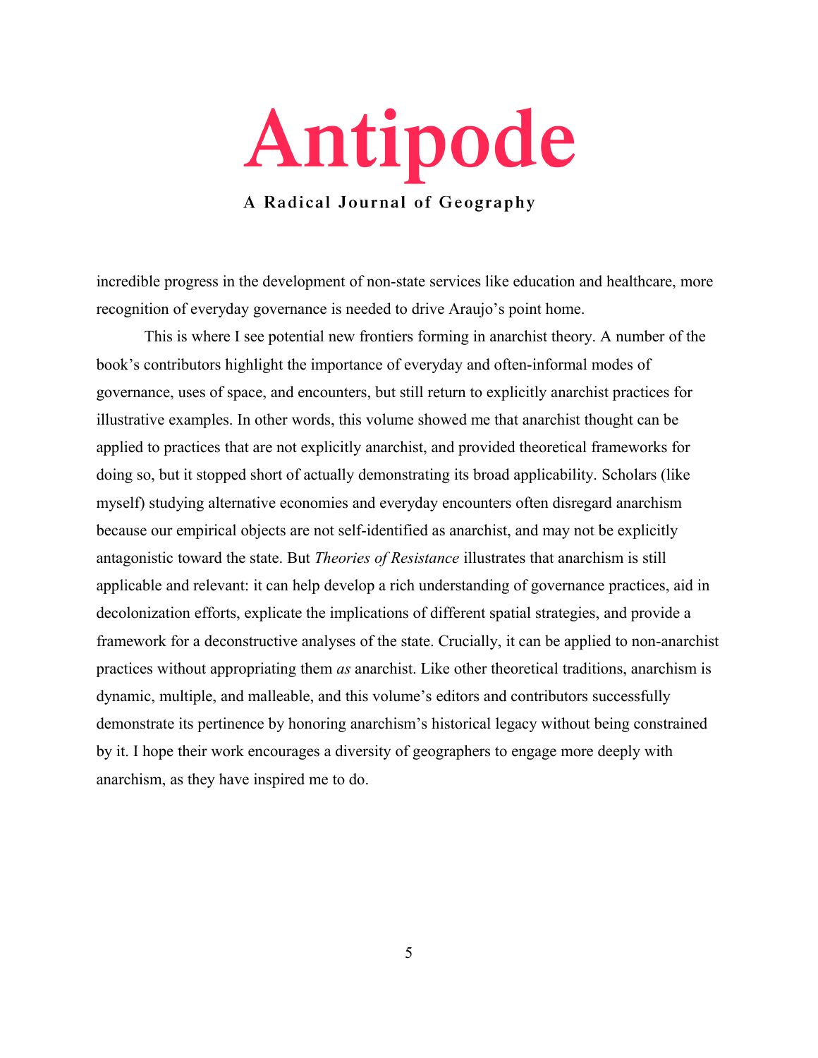incredible progress in the development of non-state services like education and healthcare, more recognition of everyday governance is needed to drive Araujo's point home.

This is where I see potential new frontiers forming in anarchist theory. A number of the book's contributors highlight the importance of everyday and often-informal modes of governance, uses of space, and encounters, but still return to explicitly anarchist practices for illustrative examples. In other words, this volume showed me that anarchist thought can be applied to practices that are not explicitly anarchist, and provided theoretical frameworks for doing so, but it stopped short of actually demonstrating its broad applicability. Scholars (like myself) studying alternative economies and everyday encounters often disregard anarchism because our empirical objects are not self-identified as anarchist, and may not be explicitly antagonistic toward the state. But *Theories of Resistance* illustrates that anarchism is still applicable and relevant: it can help develop a rich understanding of governance practices, aid in decolonization efforts, explicate the implications of different spatial strategies, and provide a framework for a deconstructive analyses of the state. Crucially, it can be applied to non-anarchist practices without appropriating them *as* anarchist. Like other theoretical traditions, anarchism is dynamic, multiple, and malleable, and this volume's editors and contributors successfully demonstrate its pertinence by honoring anarchism's historical legacy without being constrained by it. I hope their work encourages a diversity of geographers to engage more deeply with anarchism, as they have inspired me to do.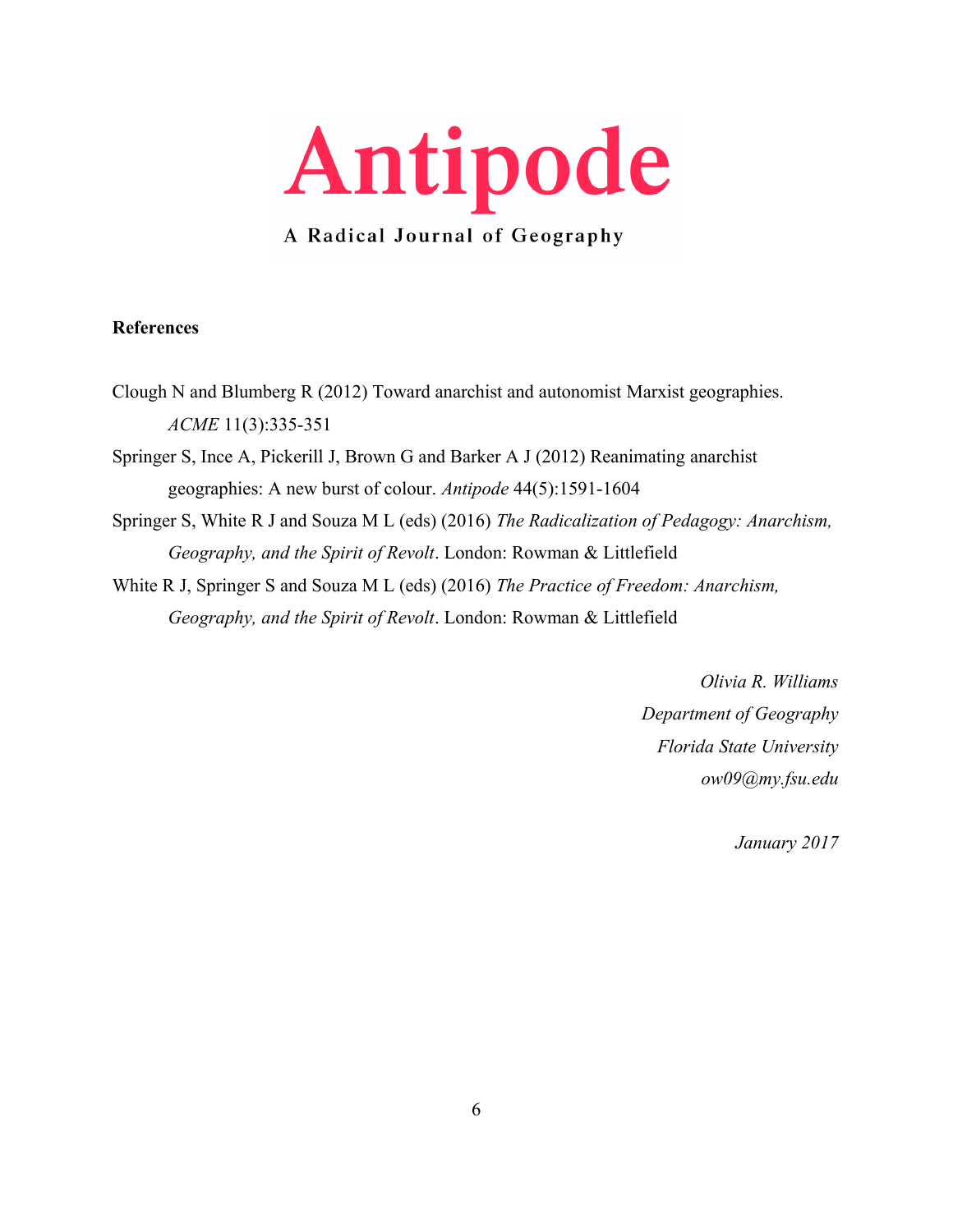**References**

Clough N and Blumberg R (2012) Toward anarchist and autonomist Marxist geographies. *ACME* 11(3):335-351

Springer S, Ince A, Pickerill J, Brown G and Barker A J (2012) Reanimating anarchist geographies: A new burst of colour. *Antipode* 44(5):1591-1604

Springer S, White R J and Souza M L (eds) (2016) *The Radicalization of Pedagogy: Anarchism, Geography, and the Spirit of Revolt*. London: Rowman & Littlefield

White R J, Springer S and Souza M L (eds) (2016) *The Practice of Freedom: Anarchism, Geography, and the Spirit of Revolt*. London: Rowman & Littlefield

*Olivia R. Williams*
*Department of Geography*
*Florida State University*
*ow09@my.fsu.edu*

*January 2017*